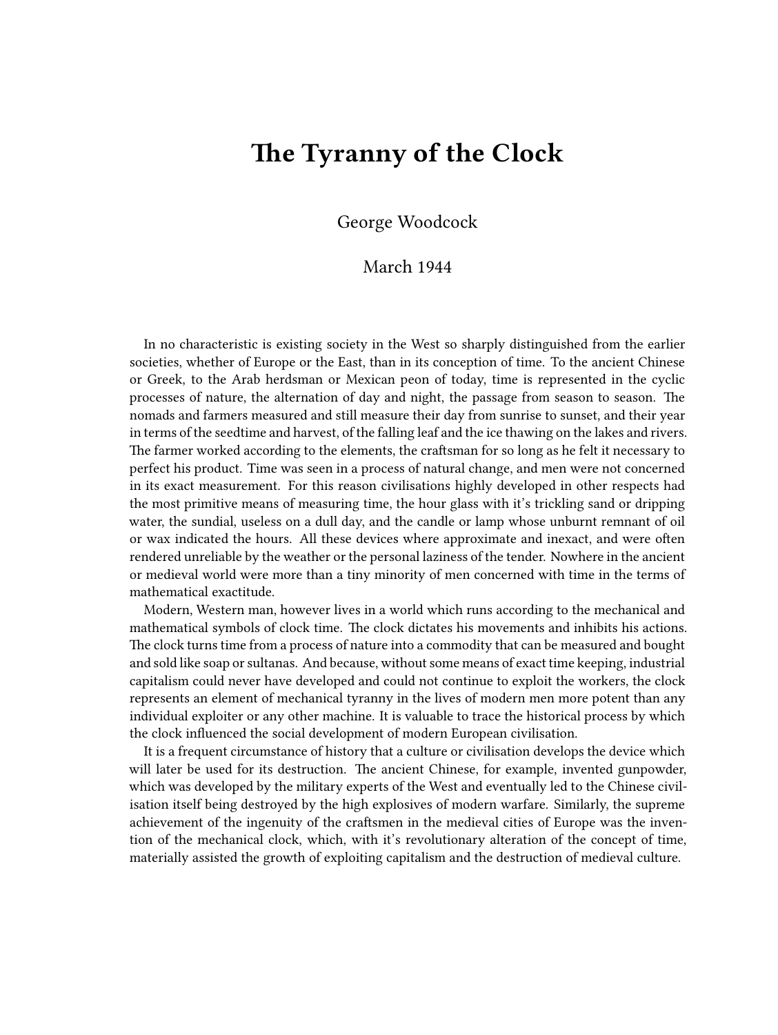# The Tyranny of the Clock

George Woodcock

March 1944

In no characteristic is existing society in the West so sharply distinguished from the earlier societies, whether of Europe or the East, than in its conception of time. To the ancient Chinese or Greek, to the Arab herdsman or Mexican peon of today, time is represented in the cyclic processes of nature, the alternation of day and night, the passage from season to season. The nomads and farmers measured and still measure their day from sunrise to sunset, and their year in terms of the seedtime and harvest, of the falling leaf and the ice thawing on the lakes and rivers. The farmer worked according to the elements, the craftsman for so long as he felt it necessary to perfect his product. Time was seen in a process of natural change, and men were not concerned in its exact measurement. For this reason civilisations highly developed in other respects had the most primitive means of measuring time, the hour glass with it's trickling sand or dripping water, the sundial, useless on a dull day, and the candle or lamp whose unburnt remnant of oil or wax indicated the hours. All these devices where approximate and inexact, and were often rendered unreliable by the weather or the personal laziness of the tender. Nowhere in the ancient or medieval world were more than a tiny minority of men concerned with time in the terms of mathematical exactitude.

Modern, Western man, however lives in a world which runs according to the mechanical and mathematical symbols of clock time. The clock dictates his movements and inhibits his actions. The clock turns time from a process of nature into a commodity that can be measured and bought and sold like soap or sultanas. And because, without some means of exact time keeping, industrial capitalism could never have developed and could not continue to exploit the workers, the clock represents an element of mechanical tyranny in the lives of modern men more potent than any individual exploiter or any other machine. It is valuable to trace the historical process by which the clock influenced the social development of modern European civilisation.

It is a frequent circumstance of history that a culture or civilisation develops the device which will later be used for its destruction. The ancient Chinese, for example, invented gunpowder, which was developed by the military experts of the West and eventually led to the Chinese civilisation itself being destroyed by the high explosives of modern warfare. Similarly, the supreme achievement of the ingenuity of the craftsmen in the medieval cities of Europe was the invention of the mechanical clock, which, with it's revolutionary alteration of the concept of time, materially assisted the growth of exploiting capitalism and the destruction of medieval culture.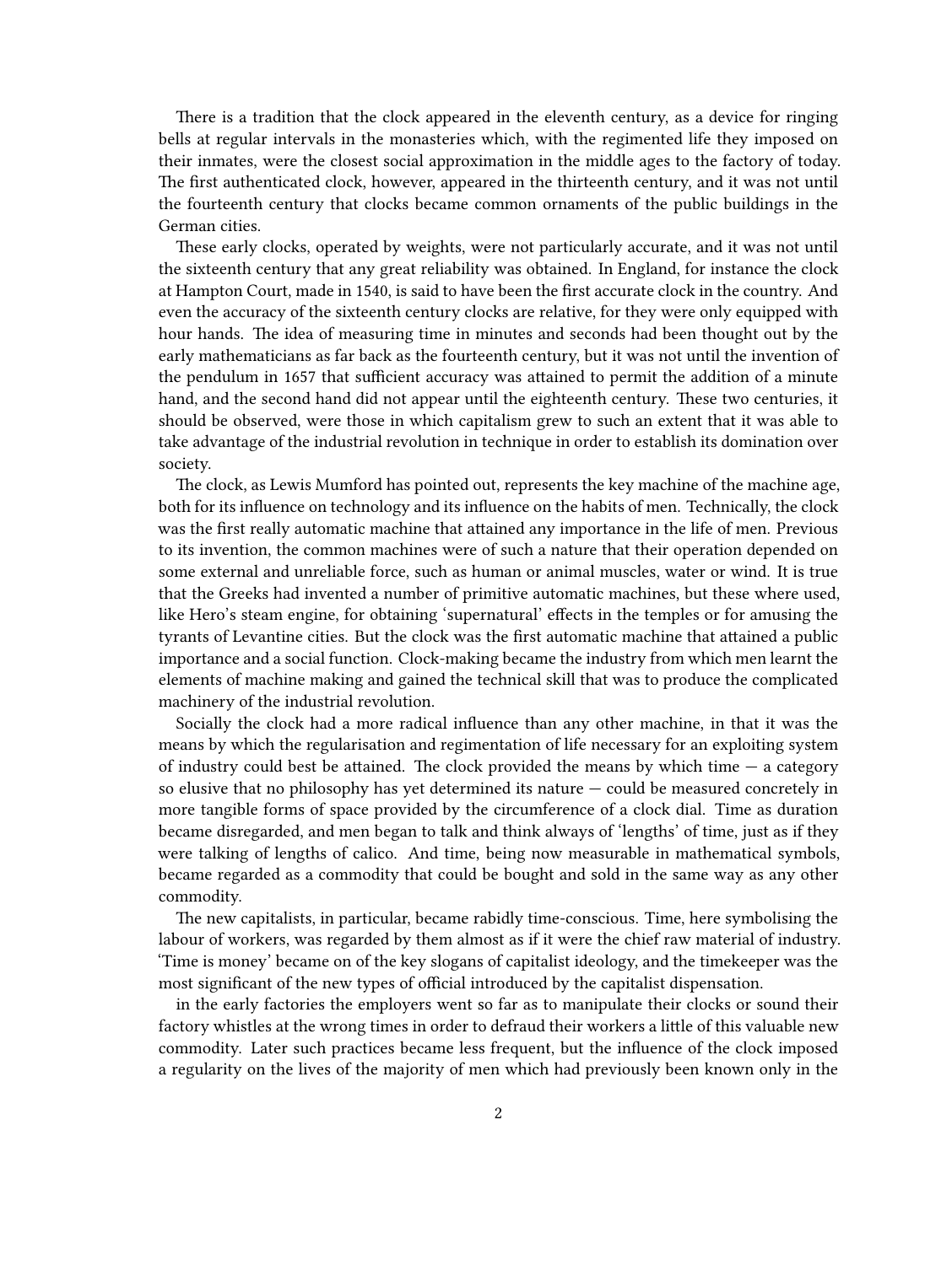There is a tradition that the clock appeared in the eleventh century, as a device for ringing bells at regular intervals in the monasteries which, with the regimented life they imposed on their inmates, were the closest social approximation in the middle ages to the factory of today. The first authenticated clock, however, appeared in the thirteenth century, and it was not until the fourteenth century that clocks became common ornaments of the public buildings in the German cities.

These early clocks, operated by weights, were not particularly accurate, and it was not until the sixteenth century that any great reliability was obtained. In England, for instance the clock at Hampton Court, made in 1540, is said to have been the first accurate clock in the country. And even the accuracy of the sixteenth century clocks are relative, for they were only equipped with hour hands. The idea of measuring time in minutes and seconds had been thought out by the early mathematicians as far back as the fourteenth century, but it was not until the invention of the pendulum in 1657 that sufficient accuracy was attained to permit the addition of a minute hand, and the second hand did not appear until the eighteenth century. These two centuries, it should be observed, were those in which capitalism grew to such an extent that it was able to take advantage of the industrial revolution in technique in order to establish its domination over society.

The clock, as Lewis Mumford has pointed out, represents the key machine of the machine age, both for its influence on technology and its influence on the habits of men. Technically, the clock was the first really automatic machine that attained any importance in the life of men. Previous to its invention, the common machines were of such a nature that their operation depended on some external and unreliable force, such as human or animal muscles, water or wind. It is true that the Greeks had invented a number of primitive automatic machines, but these where used, like Hero's steam engine, for obtaining 'supernatural' effects in the temples or for amusing the tyrants of Levantine cities. But the clock was the first automatic machine that attained a public importance and a social function. Clock-making became the industry from which men learnt the elements of machine making and gained the technical skill that was to produce the complicated machinery of the industrial revolution.

Socially the clock had a more radical influence than any other machine, in that it was the means by which the regularisation and regimentation of life necessary for an exploiting system of industry could best be attained. The clock provided the means by which time — a category so elusive that no philosophy has yet determined its nature — could be measured concretely in more tangible forms of space provided by the circumference of a clock dial. Time as duration became disregarded, and men began to talk and think always of 'lengths' of time, just as if they were talking of lengths of calico. And time, being now measurable in mathematical symbols, became regarded as a commodity that could be bought and sold in the same way as any other commodity.

The new capitalists, in particular, became rabidly time-conscious. Time, here symbolising the labour of workers, was regarded by them almost as if it were the chief raw material of industry. 'Time is money' became on of the key slogans of capitalist ideology, and the timekeeper was the most significant of the new types of official introduced by the capitalist dispensation.

in the early factories the employers went so far as to manipulate their clocks or sound their factory whistles at the wrong times in order to defraud their workers a little of this valuable new commodity. Later such practices became less frequent, but the influence of the clock imposed a regularity on the lives of the majority of men which had previously been known only in the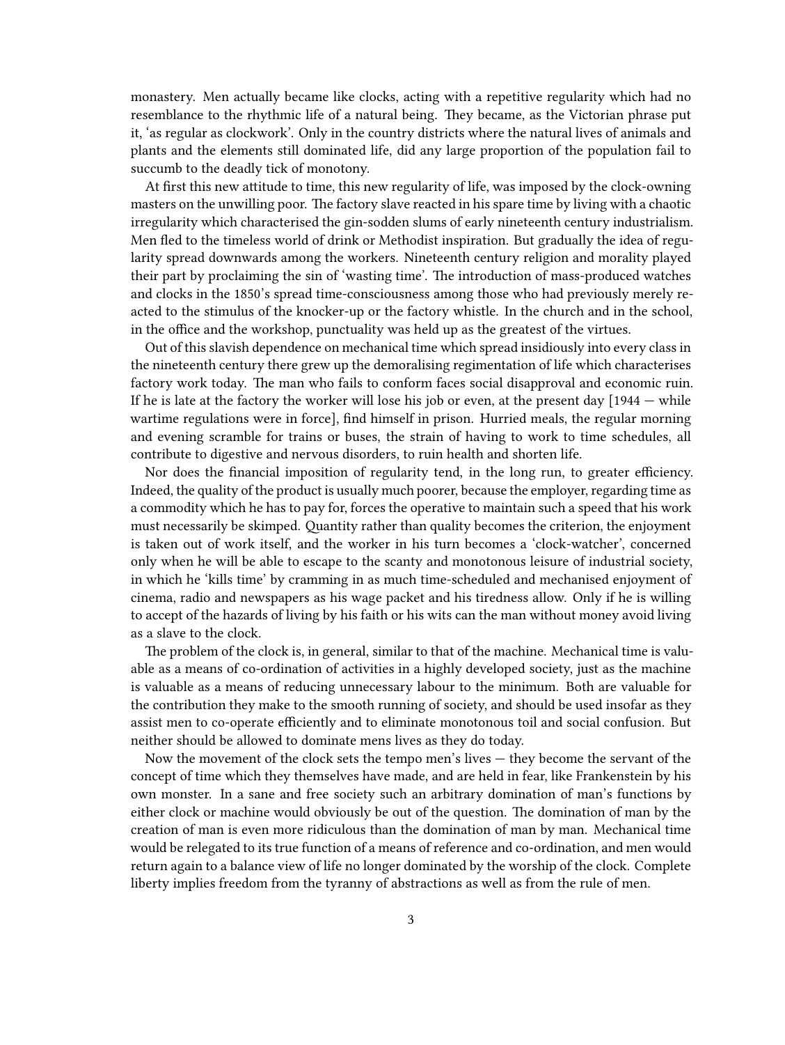monastery. Men actually became like clocks, acting with a repetitive regularity which had no resemblance to the rhythmic life of a natural being. They became, as the Victorian phrase put it, 'as regular as clockwork'. Only in the country districts where the natural lives of animals and plants and the elements still dominated life, did any large proportion of the population fail to succumb to the deadly tick of monotony.

At first this new attitude to time, this new regularity of life, was imposed by the clock-owning masters on the unwilling poor. The factory slave reacted in his spare time by living with a chaotic irregularity which characterised the gin-sodden slums of early nineteenth century industrialism. Men fled to the timeless world of drink or Methodist inspiration. But gradually the idea of regularity spread downwards among the workers. Nineteenth century religion and morality played their part by proclaiming the sin of 'wasting time'. The introduction of mass-produced watches and clocks in the 1850's spread time-consciousness among those who had previously merely reacted to the stimulus of the knocker-up or the factory whistle. In the church and in the school, in the office and the workshop, punctuality was held up as the greatest of the virtues.

Out of this slavish dependence on mechanical time which spread insidiously into every class in the nineteenth century there grew up the demoralising regimentation of life which characterises factory work today. The man who fails to conform faces social disapproval and economic ruin. If he is late at the factory the worker will lose his job or even, at the present day [1944 — while wartime regulations were in force], find himself in prison. Hurried meals, the regular morning and evening scramble for trains or buses, the strain of having to work to time schedules, all contribute to digestive and nervous disorders, to ruin health and shorten life.

Nor does the financial imposition of regularity tend, in the long run, to greater efficiency. Indeed, the quality of the product is usually much poorer, because the employer, regarding time as a commodity which he has to pay for, forces the operative to maintain such a speed that his work must necessarily be skimped. Quantity rather than quality becomes the criterion, the enjoyment is taken out of work itself, and the worker in his turn becomes a 'clock-watcher', concerned only when he will be able to escape to the scanty and monotonous leisure of industrial society, in which he 'kills time' by cramming in as much time-scheduled and mechanised enjoyment of cinema, radio and newspapers as his wage packet and his tiredness allow. Only if he is willing to accept of the hazards of living by his faith or his wits can the man without money avoid living as a slave to the clock.

The problem of the clock is, in general, similar to that of the machine. Mechanical time is valuable as a means of co-ordination of activities in a highly developed society, just as the machine is valuable as a means of reducing unnecessary labour to the minimum. Both are valuable for the contribution they make to the smooth running of society, and should be used insofar as they assist men to co-operate efficiently and to eliminate monotonous toil and social confusion. But neither should be allowed to dominate mens lives as they do today.

Now the movement of the clock sets the tempo men's lives — they become the servant of the concept of time which they themselves have made, and are held in fear, like Frankenstein by his own monster. In a sane and free society such an arbitrary domination of man's functions by either clock or machine would obviously be out of the question. The domination of man by the creation of man is even more ridiculous than the domination of man by man. Mechanical time would be relegated to its true function of a means of reference and co-ordination, and men would return again to a balance view of life no longer dominated by the worship of the clock. Complete liberty implies freedom from the tyranny of abstractions as well as from the rule of men.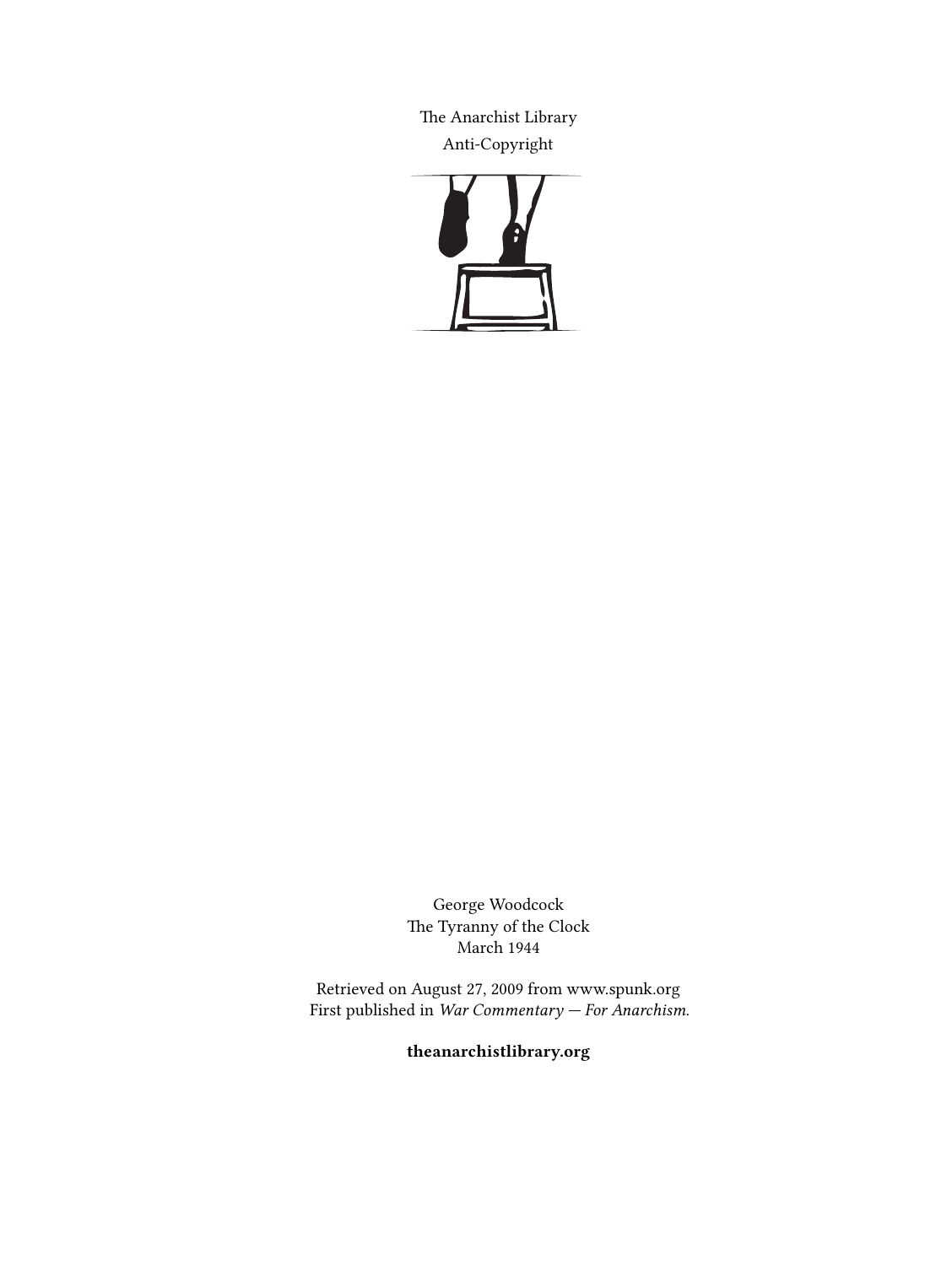The Anarchist Library
Anti-Copyright

George Woodcock
The Tyranny of the Clock
March 1944

Retrieved on August 27, 2009 from www.spunk.org
First published in *War Commentary — For Anarchism.*

**theanarchistlibrary.org**